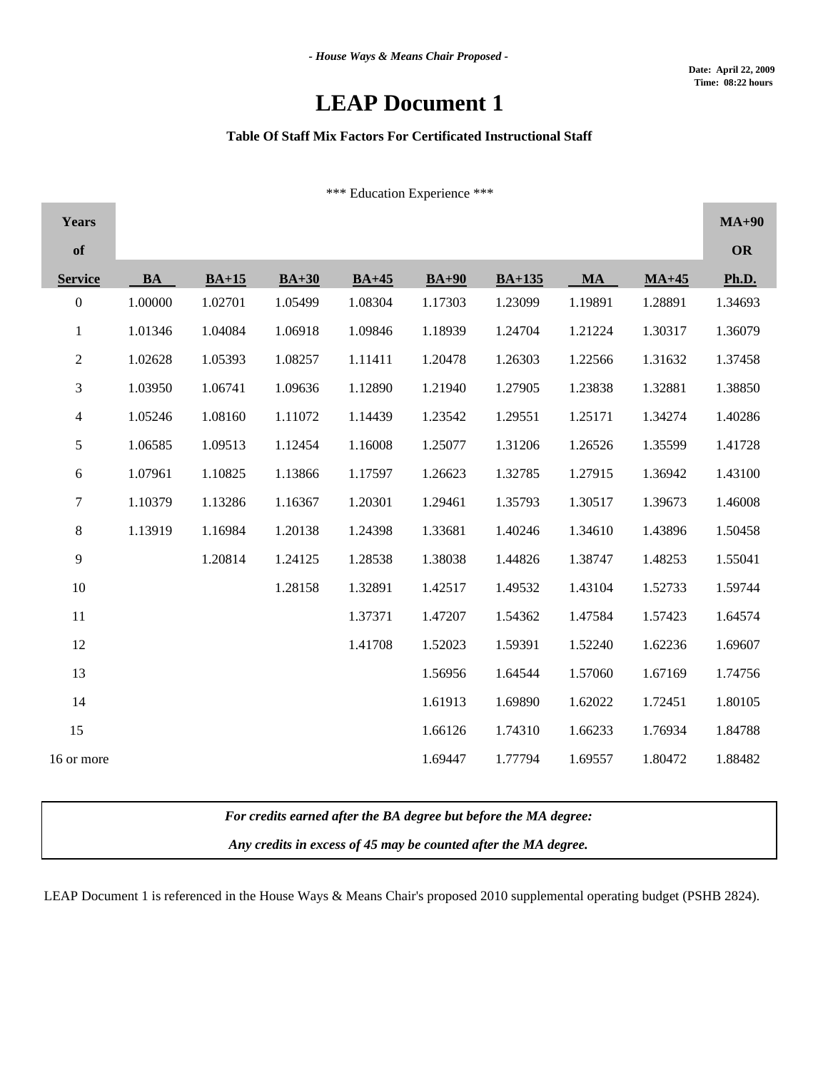*- House Ways & Means Chair Proposed -*

**Date: April 22, 2009**
**Time: 08:22 hours**

# LEAP Document 1

### Table Of Staff Mix Factors For Certificated Instructional Staff

\*\*\* Education Experience \*\*\*

| Years of Service | BA | BA+15 | BA+30 | BA+45 | BA+90 | BA+135 | MA | MA+45 | MA+90 OR Ph.D. |
|---|---|---|---|---|---|---|---|---|---|
| 0 | 1.00000 | 1.02701 | 1.05499 | 1.08304 | 1.17303 | 1.23099 | 1.19891 | 1.28891 | 1.34693 |
| 1 | 1.01346 | 1.04084 | 1.06918 | 1.09846 | 1.18939 | 1.24704 | 1.21224 | 1.30317 | 1.36079 |
| 2 | 1.02628 | 1.05393 | 1.08257 | 1.11411 | 1.20478 | 1.26303 | 1.22566 | 1.31632 | 1.37458 |
| 3 | 1.03950 | 1.06741 | 1.09636 | 1.12890 | 1.21940 | 1.27905 | 1.23838 | 1.32881 | 1.38850 |
| 4 | 1.05246 | 1.08160 | 1.11072 | 1.14439 | 1.23542 | 1.29551 | 1.25171 | 1.34274 | 1.40286 |
| 5 | 1.06585 | 1.09513 | 1.12454 | 1.16008 | 1.25077 | 1.31206 | 1.26526 | 1.35599 | 1.41728 |
| 6 | 1.07961 | 1.10825 | 1.13866 | 1.17597 | 1.26623 | 1.32785 | 1.27915 | 1.36942 | 1.43100 |
| 7 | 1.10379 | 1.13286 | 1.16367 | 1.20301 | 1.29461 | 1.35793 | 1.30517 | 1.39673 | 1.46008 |
| 8 | 1.13919 | 1.16984 | 1.20138 | 1.24398 | 1.33681 | 1.40246 | 1.34610 | 1.43896 | 1.50458 |
| 9 | | 1.20814 | 1.24125 | 1.28538 | 1.38038 | 1.44826 | 1.38747 | 1.48253 | 1.55041 |
| 10 | | | 1.28158 | 1.32891 | 1.42517 | 1.49532 | 1.43104 | 1.52733 | 1.59744 |
| 11 | | | | 1.37371 | 1.47207 | 1.54362 | 1.47584 | 1.57423 | 1.64574 |
| 12 | | | | 1.41708 | 1.52023 | 1.59391 | 1.52240 | 1.62236 | 1.69607 |
| 13 | | | | | 1.56956 | 1.64544 | 1.57060 | 1.67169 | 1.74756 |
| 14 | | | | | 1.61913 | 1.69890 | 1.62022 | 1.72451 | 1.80105 |
| 15 | | | | | 1.66126 | 1.74310 | 1.66233 | 1.76934 | 1.84788 |
| 16 or more | | | | | 1.69447 | 1.77794 | 1.69557 | 1.80472 | 1.88482 |

***For credits earned after the BA degree but before the MA degree:***
***Any credits in excess of 45 may be counted after the MA degree.***

LEAP Document 1 is referenced in the House Ways & Means Chair's proposed 2010 supplemental operating budget (PSHB 2824).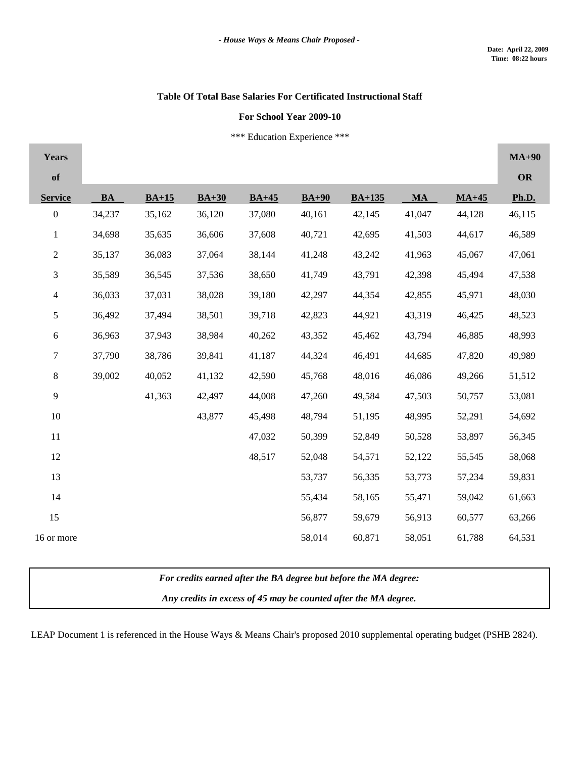*- House Ways & Means Chair Proposed -*

**Date: April 22, 2009**
**Time: 08:22 hours**

### Table Of Total Base Salaries For Certificated Instructional Staff

### For School Year 2009-10

\*\*\* Education Experience \*\*\*

| Years of Service | BA | BA+15 | BA+30 | BA+45 | BA+90 | BA+135 | MA | MA+45 | MA+90 OR Ph.D. |
|---|---|---|---|---|---|---|---|---|---|
| 0 | 34,237 | 35,162 | 36,120 | 37,080 | 40,161 | 42,145 | 41,047 | 44,128 | 46,115 |
| 1 | 34,698 | 35,635 | 36,606 | 37,608 | 40,721 | 42,695 | 41,503 | 44,617 | 46,589 |
| 2 | 35,137 | 36,083 | 37,064 | 38,144 | 41,248 | 43,242 | 41,963 | 45,067 | 47,061 |
| 3 | 35,589 | 36,545 | 37,536 | 38,650 | 41,749 | 43,791 | 42,398 | 45,494 | 47,538 |
| 4 | 36,033 | 37,031 | 38,028 | 39,180 | 42,297 | 44,354 | 42,855 | 45,971 | 48,030 |
| 5 | 36,492 | 37,494 | 38,501 | 39,718 | 42,823 | 44,921 | 43,319 | 46,425 | 48,523 |
| 6 | 36,963 | 37,943 | 38,984 | 40,262 | 43,352 | 45,462 | 43,794 | 46,885 | 48,993 |
| 7 | 37,790 | 38,786 | 39,841 | 41,187 | 44,324 | 46,491 | 44,685 | 47,820 | 49,989 |
| 8 | 39,002 | 40,052 | 41,132 | 42,590 | 45,768 | 48,016 | 46,086 | 49,266 | 51,512 |
| 9 | | 41,363 | 42,497 | 44,008 | 47,260 | 49,584 | 47,503 | 50,757 | 53,081 |
| 10 | | | 43,877 | 45,498 | 48,794 | 51,195 | 48,995 | 52,291 | 54,692 |
| 11 | | | | 47,032 | 50,399 | 52,849 | 50,528 | 53,897 | 56,345 |
| 12 | | | | 48,517 | 52,048 | 54,571 | 52,122 | 55,545 | 58,068 |
| 13 | | | | | 53,737 | 56,335 | 53,773 | 57,234 | 59,831 |
| 14 | | | | | 55,434 | 58,165 | 55,471 | 59,042 | 61,663 |
| 15 | | | | | 56,877 | 59,679 | 56,913 | 60,577 | 63,266 |
| 16 or more | | | | | 58,014 | 60,871 | 58,051 | 61,788 | 64,531 |

***For credits earned after the BA degree but before the MA degree:***

***Any credits in excess of 45 may be counted after the MA degree.***

LEAP Document 1 is referenced in the House Ways & Means Chair's proposed 2010 supplemental operating budget (PSHB 2824).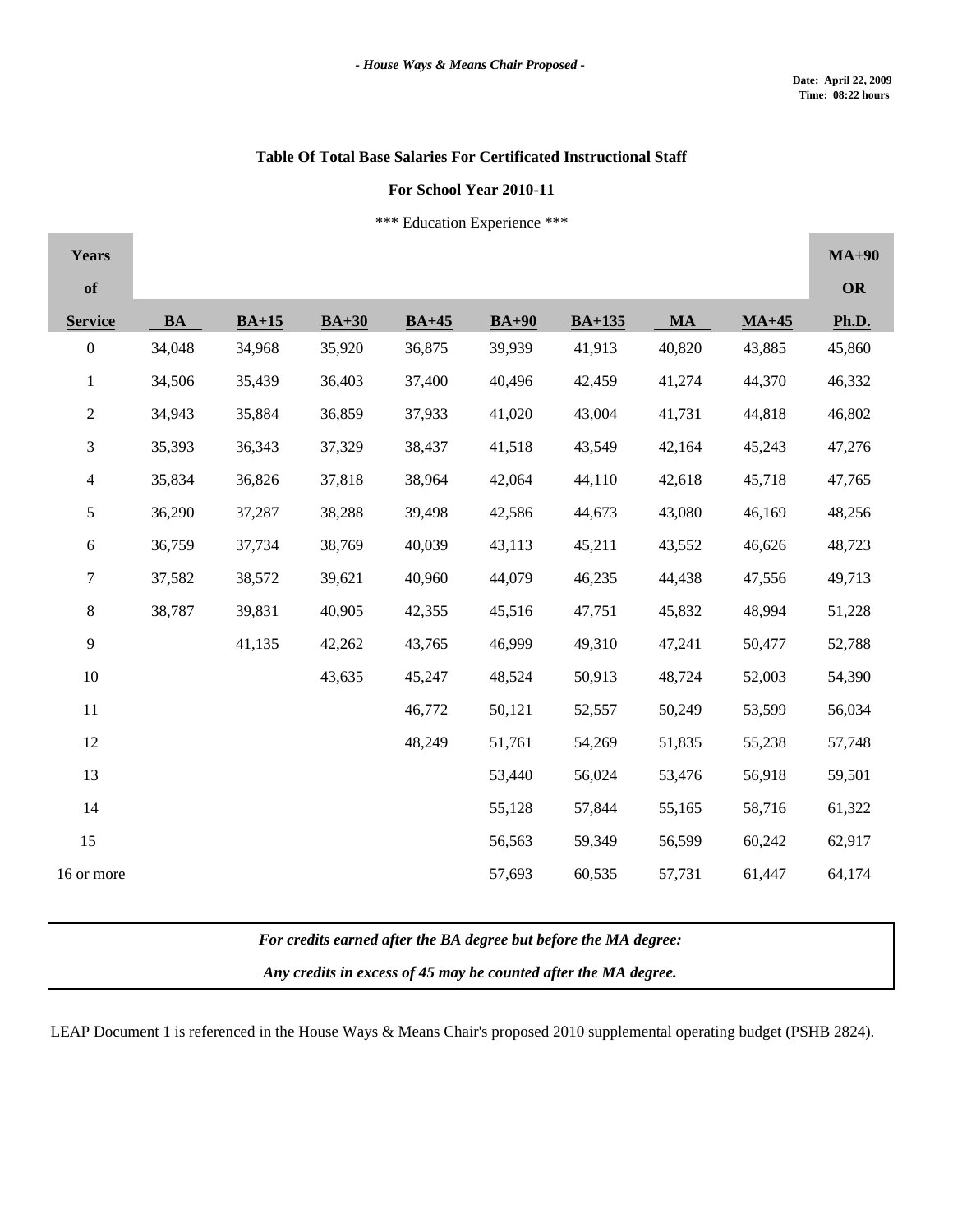*- House Ways & Means Chair Proposed -*

**Date: April 22, 2009**
**Time: 08:22 hours**

**Table Of Total Base Salaries For Certificated Instructional Staff**

**For School Year 2010-11**

\*\*\* Education Experience \*\*\*

| Years of Service | BA | BA+15 | BA+30 | BA+45 | BA+90 | BA+135 | MA | MA+45 | MA+90 OR Ph.D. |
|---|---|---|---|---|---|---|---|---|---|
| 0 | 34,048 | 34,968 | 35,920 | 36,875 | 39,939 | 41,913 | 40,820 | 43,885 | 45,860 |
| 1 | 34,506 | 35,439 | 36,403 | 37,400 | 40,496 | 42,459 | 41,274 | 44,370 | 46,332 |
| 2 | 34,943 | 35,884 | 36,859 | 37,933 | 41,020 | 43,004 | 41,731 | 44,818 | 46,802 |
| 3 | 35,393 | 36,343 | 37,329 | 38,437 | 41,518 | 43,549 | 42,164 | 45,243 | 47,276 |
| 4 | 35,834 | 36,826 | 37,818 | 38,964 | 42,064 | 44,110 | 42,618 | 45,718 | 47,765 |
| 5 | 36,290 | 37,287 | 38,288 | 39,498 | 42,586 | 44,673 | 43,080 | 46,169 | 48,256 |
| 6 | 36,759 | 37,734 | 38,769 | 40,039 | 43,113 | 45,211 | 43,552 | 46,626 | 48,723 |
| 7 | 37,582 | 38,572 | 39,621 | 40,960 | 44,079 | 46,235 | 44,438 | 47,556 | 49,713 |
| 8 | 38,787 | 39,831 | 40,905 | 42,355 | 45,516 | 47,751 | 45,832 | 48,994 | 51,228 |
| 9 | | 41,135 | 42,262 | 43,765 | 46,999 | 49,310 | 47,241 | 50,477 | 52,788 |
| 10 | | | 43,635 | 45,247 | 48,524 | 50,913 | 48,724 | 52,003 | 54,390 |
| 11 | | | | 46,772 | 50,121 | 52,557 | 50,249 | 53,599 | 56,034 |
| 12 | | | | 48,249 | 51,761 | 54,269 | 51,835 | 55,238 | 57,748 |
| 13 | | | | | 53,440 | 56,024 | 53,476 | 56,918 | 59,501 |
| 14 | | | | | 55,128 | 57,844 | 55,165 | 58,716 | 61,322 |
| 15 | | | | | 56,563 | 59,349 | 56,599 | 60,242 | 62,917 |
| 16 or more | | | | | 57,693 | 60,535 | 57,731 | 61,447 | 64,174 |

*For credits earned after the BA degree but before the MA degree:*
*Any credits in excess of 45 may be counted after the MA degree.*

LEAP Document 1 is referenced in the House Ways & Means Chair's proposed 2010 supplemental operating budget (PSHB 2824).